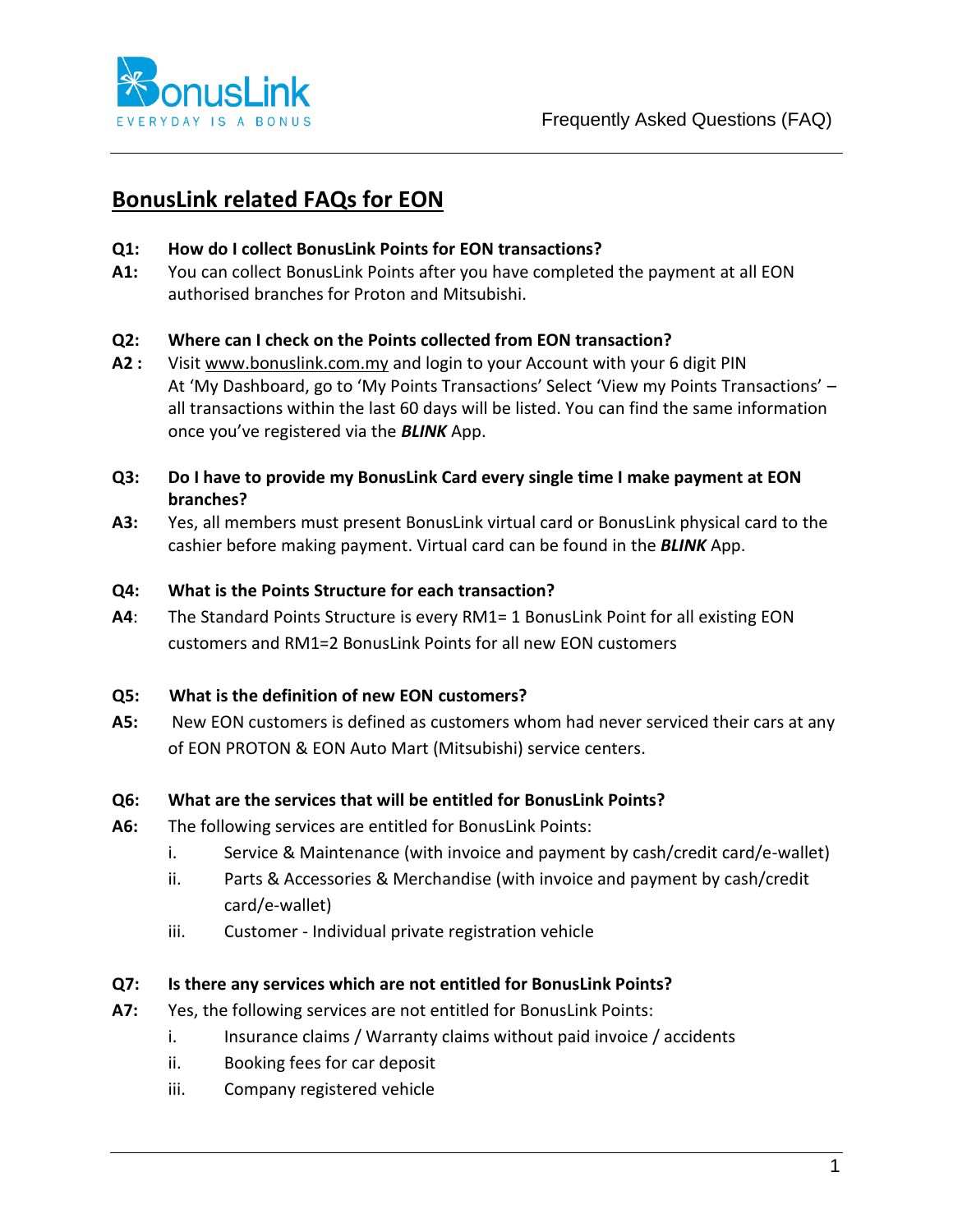# BonusLink related FAQs for EON

**Q1: How do I collect BonusLink Points for EON transactions?**

**A1:** You can collect BonusLink Points after you have completed the payment at all EON authorised branches for Proton and Mitsubishi.

**Q2: Where can I check on the Points collected from EON transaction?**

**A2 :** Visit www.bonuslink.com.my and login to your Account with your 6 digit PIN
At 'My Dashboard, go to 'My Points Transactions' Select 'View my Points Transactions' – all transactions within the last 60 days will be listed. You can find the same information once you've registered via the ***BLINK*** App.

**Q3: Do I have to provide my BonusLink Card every single time I make payment at EON branches?**

**A3:** Yes, all members must present BonusLink virtual card or BonusLink physical card to the cashier before making payment. Virtual card can be found in the ***BLINK*** App.

**Q4: What is the Points Structure for each transaction?**

**A4**: The Standard Points Structure is every RM1= 1 BonusLink Point for all existing EON customers and RM1=2 BonusLink Points for all new EON customers

**Q5: What is the definition of new EON customers?**

**A5:** New EON customers is defined as customers whom had never serviced their cars at any of EON PROTON & EON Auto Mart (Mitsubishi) service centers.

**Q6: What are the services that will be entitled for BonusLink Points?**

**A6:** The following services are entitled for BonusLink Points:

i. Service & Maintenance (with invoice and payment by cash/credit card/e-wallet)

ii. Parts & Accessories & Merchandise (with invoice and payment by cash/credit card/e-wallet)

iii. Customer - Individual private registration vehicle

**Q7: Is there any services which are not entitled for BonusLink Points?**

**A7:** Yes, the following services are not entitled for BonusLink Points:

i. Insurance claims / Warranty claims without paid invoice / accidents

ii. Booking fees for car deposit

iii. Company registered vehicle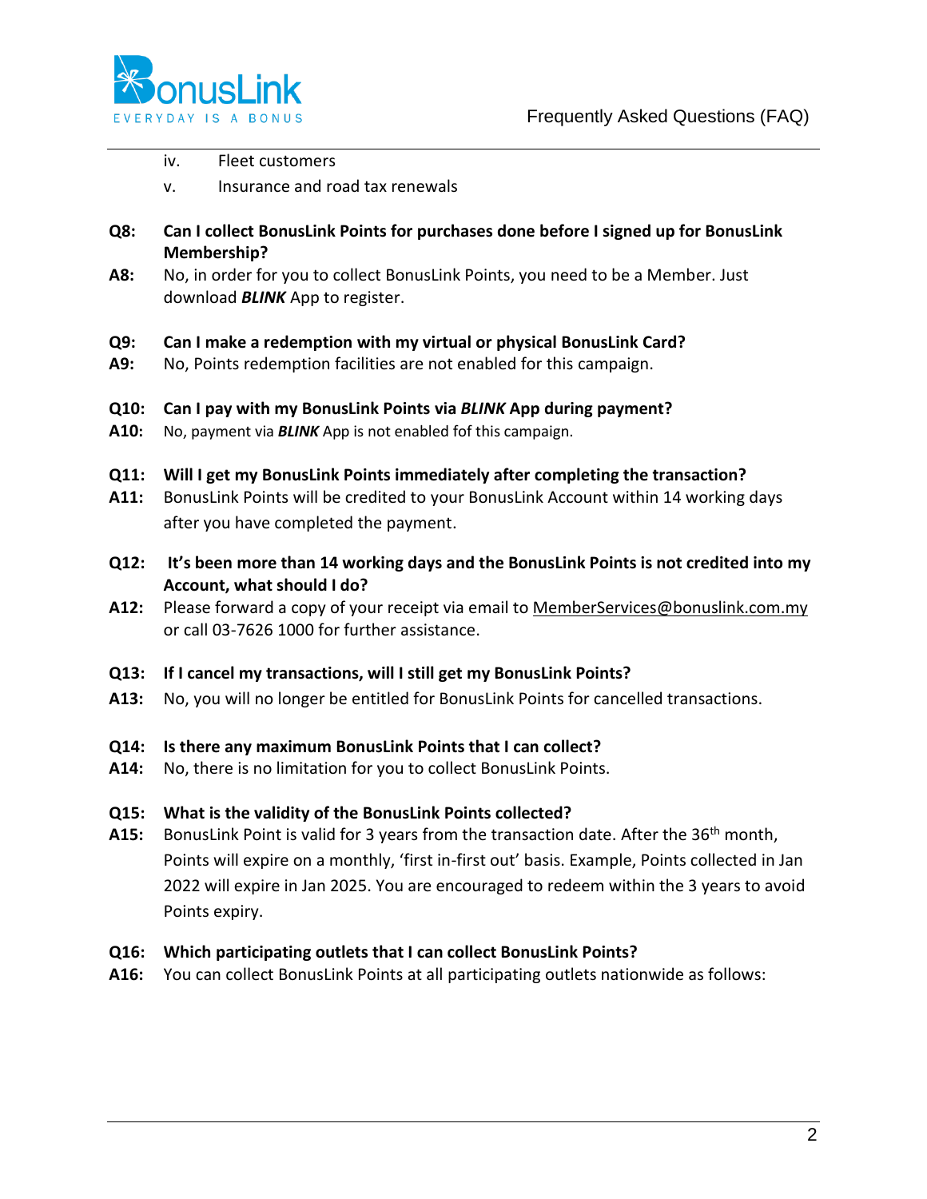iv. Fleet customers
   v. Insurance and road tax renewals

**Q8: Can I collect BonusLink Points for purchases done before I signed up for BonusLink Membership?**

**A8:** No, in order for you to collect BonusLink Points, you need to be a Member. Just download ***BLINK*** App to register.

**Q9: Can I make a redemption with my virtual or physical BonusLink Card?**

**A9:** No, Points redemption facilities are not enabled for this campaign.

**Q10: Can I pay with my BonusLink Points via *BLINK* App during payment?**

**A10:** No, payment via ***BLINK*** App is not enabled fof this campaign.

**Q11: Will I get my BonusLink Points immediately after completing the transaction?**

**A11:** BonusLink Points will be credited to your BonusLink Account within 14 working days after you have completed the payment.

**Q12: It's been more than 14 working days and the BonusLink Points is not credited into my Account, what should I do?**

**A12:** Please forward a copy of your receipt via email to MemberServices@bonuslink.com.my or call 03-7626 1000 for further assistance.

**Q13: If I cancel my transactions, will I still get my BonusLink Points?**

**A13:** No, you will no longer be entitled for BonusLink Points for cancelled transactions.

**Q14: Is there any maximum BonusLink Points that I can collect?**

**A14:** No, there is no limitation for you to collect BonusLink Points.

**Q15: What is the validity of the BonusLink Points collected?**

**A15:** BonusLink Point is valid for 3 years from the transaction date. After the 36th month, Points will expire on a monthly, 'first in-first out' basis. Example, Points collected in Jan 2022 will expire in Jan 2025. You are encouraged to redeem within the 3 years to avoid Points expiry.

**Q16: Which participating outlets that I can collect BonusLink Points?**

**A16:** You can collect BonusLink Points at all participating outlets nationwide as follows: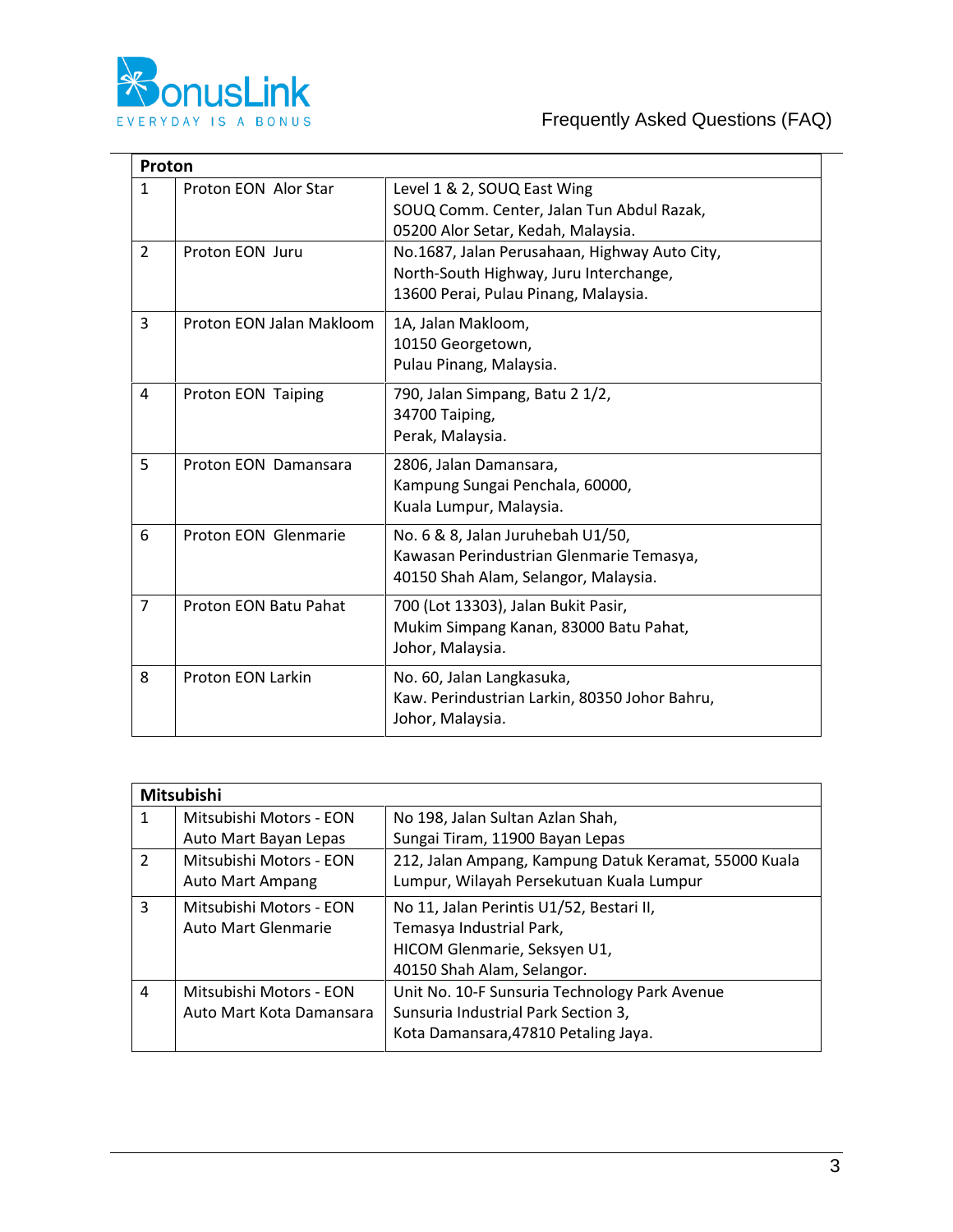| Proton | | |
|---|---|---|
| 1 | Proton EON Alor Star | Level 1 & 2, SOUQ East Wing<br>SOUQ Comm. Center, Jalan Tun Abdul Razak,<br>05200 Alor Setar, Kedah, Malaysia. |
| 2 | Proton EON Juru | No.1687, Jalan Perusahaan, Highway Auto City,<br>North-South Highway, Juru Interchange,<br>13600 Perai, Pulau Pinang, Malaysia. |
| 3 | Proton EON Jalan Makloom | 1A, Jalan Makloom,<br>10150 Georgetown,<br>Pulau Pinang, Malaysia. |
| 4 | Proton EON Taiping | 790, Jalan Simpang, Batu 2 1/2,<br>34700 Taiping,<br>Perak, Malaysia. |
| 5 | Proton EON Damansara | 2806, Jalan Damansara,<br>Kampung Sungai Penchala, 60000,<br>Kuala Lumpur, Malaysia. |
| 6 | Proton EON Glenmarie | No. 6 & 8, Jalan Juruhebah U1/50,<br>Kawasan Perindustrian Glenmarie Temasya,<br>40150 Shah Alam, Selangor, Malaysia. |
| 7 | Proton EON Batu Pahat | 700 (Lot 13303), Jalan Bukit Pasir,<br>Mukim Simpang Kanan, 83000 Batu Pahat,<br>Johor, Malaysia. |
| 8 | Proton EON Larkin | No. 60, Jalan Langkasuka,<br>Kaw. Perindustrian Larkin, 80350 Johor Bahru,<br>Johor, Malaysia. |

| Mitsubishi | | |
|---|---|---|
| 1 | Mitsubishi Motors - EON Auto Mart Bayan Lepas | No 198, Jalan Sultan Azlan Shah,<br>Sungai Tiram, 11900 Bayan Lepas |
| 2 | Mitsubishi Motors - EON Auto Mart Ampang | 212, Jalan Ampang, Kampung Datuk Keramat, 55000 Kuala Lumpur, Wilayah Persekutuan Kuala Lumpur |
| 3 | Mitsubishi Motors - EON Auto Mart Glenmarie | No 11, Jalan Perintis U1/52, Bestari II,<br>Temasya Industrial Park,<br>HICOM Glenmarie, Seksyen U1,<br>40150 Shah Alam, Selangor. |
| 4 | Mitsubishi Motors - EON Auto Mart Kota Damansara | Unit No. 10-F Sunsuria Technology Park Avenue<br>Sunsuria Industrial Park Section 3,<br>Kota Damansara,47810 Petaling Jaya. |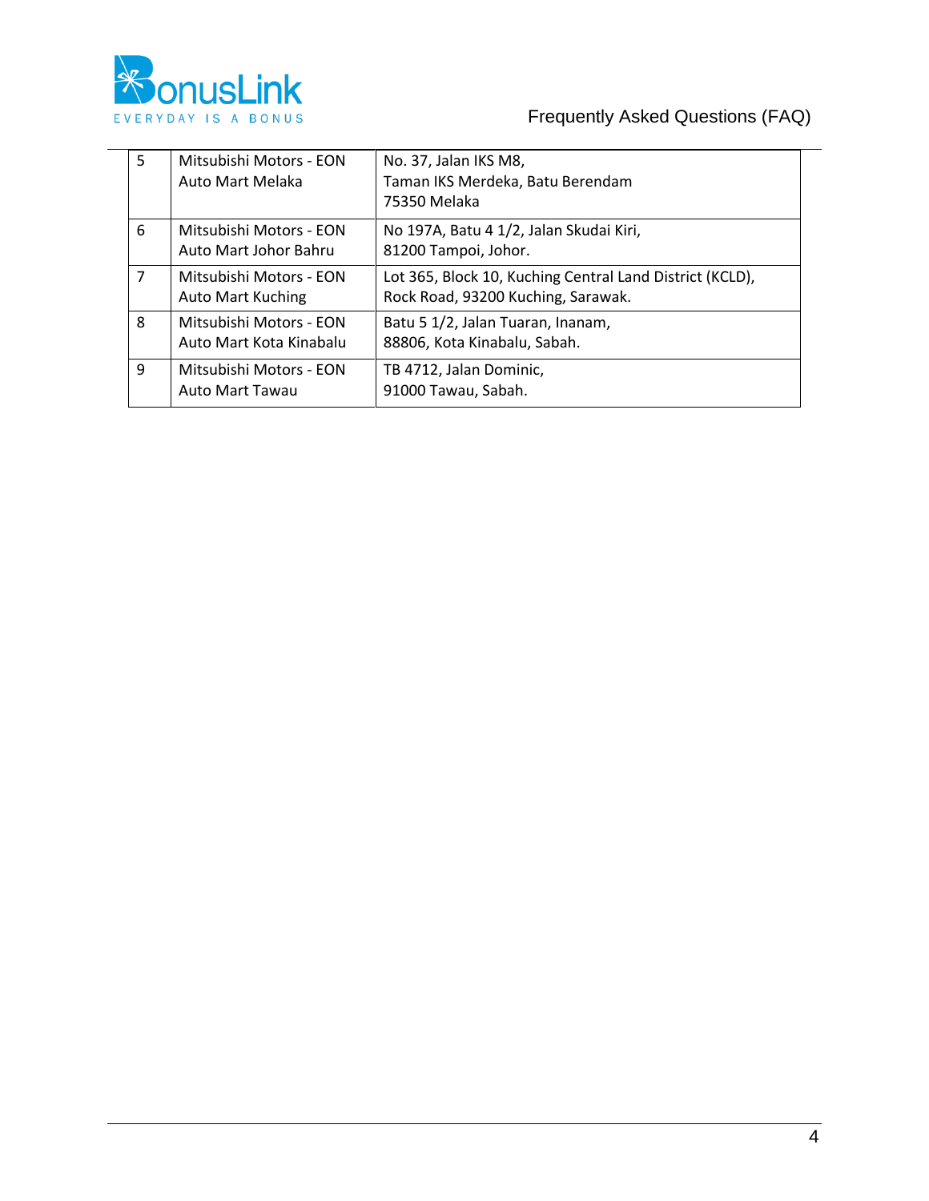| | | |
|---|---|---|
| 5 | Mitsubishi Motors - EON Auto Mart Melaka | No. 37, Jalan IKS M8, Taman IKS Merdeka, Batu Berendam 75350 Melaka |
| 6 | Mitsubishi Motors - EON Auto Mart Johor Bahru | No 197A, Batu 4 1/2, Jalan Skudai Kiri, 81200 Tampoi, Johor. |
| 7 | Mitsubishi Motors - EON Auto Mart Kuching | Lot 365, Block 10, Kuching Central Land District (KCLD), Rock Road, 93200 Kuching, Sarawak. |
| 8 | Mitsubishi Motors - EON Auto Mart Kota Kinabalu | Batu 5 1/2, Jalan Tuaran, Inanam, 88806, Kota Kinabalu, Sabah. |
| 9 | Mitsubishi Motors - EON Auto Mart Tawau | TB 4712, Jalan Dominic, 91000 Tawau, Sabah. |